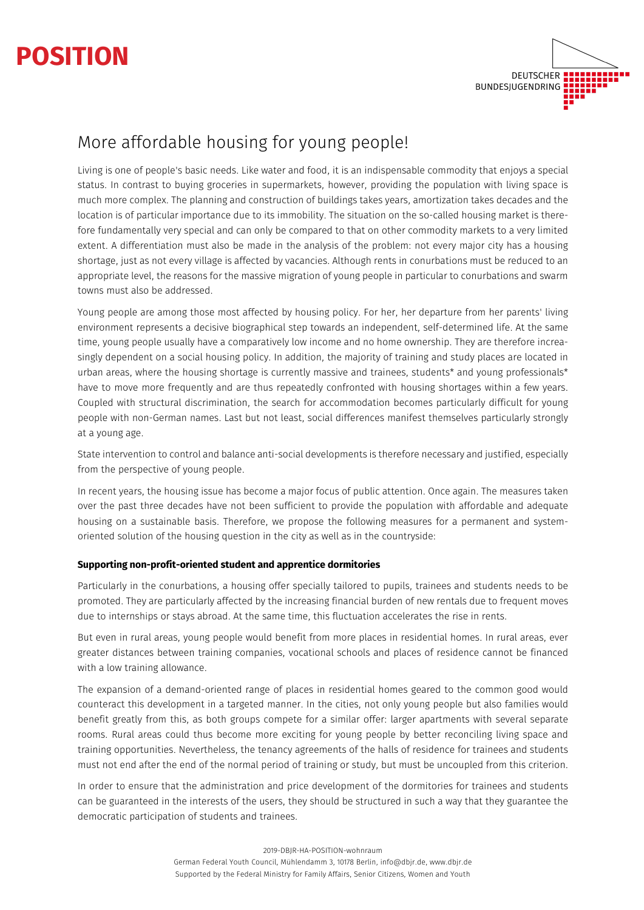# POSITION

DEUTSCHER BUNDESJUGENDRING

## More affordable housing for young people!

Living is one of people's basic needs. Like water and food, it is an indispensable commodity that enjoys a special status. In contrast to buying groceries in supermarkets, however, providing the population with living space is much more complex. The planning and construction of buildings takes years, amortization takes decades and the location is of particular importance due to its immobility. The situation on the so-called housing market is therefore fundamentally very special and can only be compared to that on other commodity markets to a very limited extent. A differentiation must also be made in the analysis of the problem: not every major city has a housing shortage, just as not every village is affected by vacancies. Although rents in conurbations must be reduced to an appropriate level, the reasons for the massive migration of young people in particular to conurbations and swarm towns must also be addressed.

Young people are among those most affected by housing policy. For her, her departure from her parents' living environment represents a decisive biographical step towards an independent, self-determined life. At the same time, young people usually have a comparatively low income and no home ownership. They are therefore increasingly dependent on a social housing policy. In addition, the majority of training and study places are located in urban areas, where the housing shortage is currently massive and trainees, students* and young professionals* have to move more frequently and are thus repeatedly confronted with housing shortages within a few years. Coupled with structural discrimination, the search for accommodation becomes particularly difficult for young people with non-German names. Last but not least, social differences manifest themselves particularly strongly at a young age.

State intervention to control and balance anti-social developments is therefore necessary and justified, especially from the perspective of young people.

In recent years, the housing issue has become a major focus of public attention. Once again. The measures taken over the past three decades have not been sufficient to provide the population with affordable and adequate housing on a sustainable basis. Therefore, we propose the following measures for a permanent and system-oriented solution of the housing question in the city as well as in the countryside:

**Supporting non-profit-oriented student and apprentice dormitories**

Particularly in the conurbations, a housing offer specially tailored to pupils, trainees and students needs to be promoted. They are particularly affected by the increasing financial burden of new rentals due to frequent moves due to internships or stays abroad. At the same time, this fluctuation accelerates the rise in rents.

But even in rural areas, young people would benefit from more places in residential homes. In rural areas, ever greater distances between training companies, vocational schools and places of residence cannot be financed with a low training allowance.

The expansion of a demand-oriented range of places in residential homes geared to the common good would counteract this development in a targeted manner. In the cities, not only young people but also families would benefit greatly from this, as both groups compete for a similar offer: larger apartments with several separate rooms. Rural areas could thus become more exciting for young people by better reconciling living space and training opportunities. Nevertheless, the tenancy agreements of the halls of residence for trainees and students must not end after the end of the normal period of training or study, but must be uncoupled from this criterion.

In order to ensure that the administration and price development of the dormitories for trainees and students can be guaranteed in the interests of the users, they should be structured in such a way that they guarantee the democratic participation of students and trainees.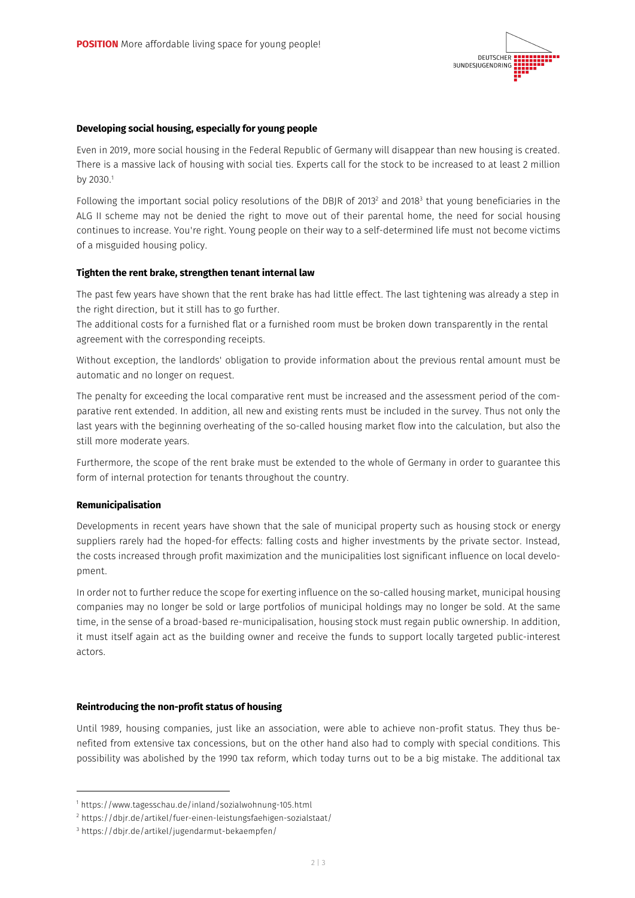**Developing social housing, especially for young people**

Even in 2019, more social housing in the Federal Republic of Germany will disappear than new housing is created. There is a massive lack of housing with social ties. Experts call for the stock to be increased to at least 2 million by 2030.[1]

Following the important social policy resolutions of the DBJR of 2013[2] and 2018[3] that young beneficiaries in the ALG II scheme may not be denied the right to move out of their parental home, the need for social housing continues to increase. You're right. Young people on their way to a self-determined life must not become victims of a misguided housing policy.

**Tighten the rent brake, strengthen tenant internal law**

The past few years have shown that the rent brake has had little effect. The last tightening was already a step in the right direction, but it still has to go further.

The additional costs for a furnished flat or a furnished room must be broken down transparently in the rental agreement with the corresponding receipts.

Without exception, the landlords' obligation to provide information about the previous rental amount must be automatic and no longer on request.

The penalty for exceeding the local comparative rent must be increased and the assessment period of the comparative rent extended. In addition, all new and existing rents must be included in the survey. Thus not only the last years with the beginning overheating of the so-called housing market flow into the calculation, but also the still more moderate years.

Furthermore, the scope of the rent brake must be extended to the whole of Germany in order to guarantee this form of internal protection for tenants throughout the country.

**Remunicipalisation**

Developments in recent years have shown that the sale of municipal property such as housing stock or energy suppliers rarely had the hoped-for effects: falling costs and higher investments by the private sector. Instead, the costs increased through profit maximization and the municipalities lost significant influence on local development.

In order not to further reduce the scope for exerting influence on the so-called housing market, municipal housing companies may no longer be sold or large portfolios of municipal holdings may no longer be sold. At the same time, in the sense of a broad-based re-municipalisation, housing stock must regain public ownership. In addition, it must itself again act as the building owner and receive the funds to support locally targeted public-interest actors.

**Reintroducing the non-profit status of housing**

Until 1989, housing companies, just like an association, were able to achieve non-profit status. They thus benefited from extensive tax concessions, but on the other hand also had to comply with special conditions. This possibility was abolished by the 1990 tax reform, which today turns out to be a big mistake. The additional tax

---

[1] https://www.tagesschau.de/inland/sozialwohnung-105.html

[2] https://dbjr.de/artikel/fuer-einen-leistungsfaehigen-sozialstaat/

[3] https://dbjr.de/artikel/jugendarmut-bekaempfen/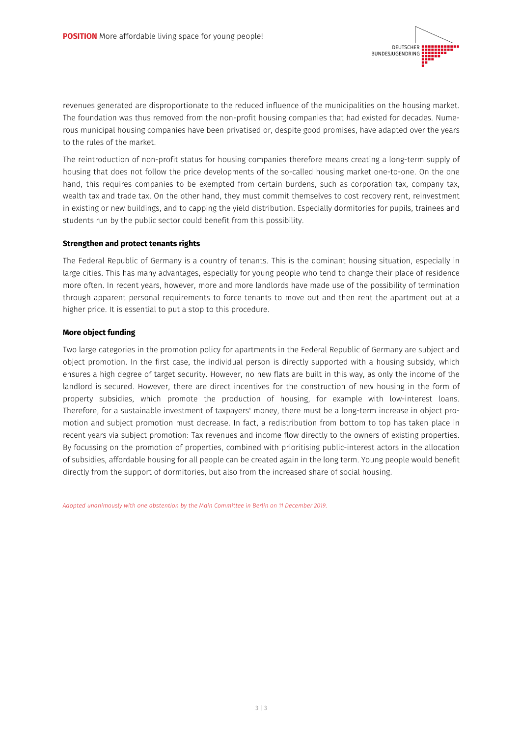revenues generated are disproportionate to the reduced influence of the municipalities on the housing market. The foundation was thus removed from the non-profit housing companies that had existed for decades. Numerous municipal housing companies have been privatised or, despite good promises, have adapted over the years to the rules of the market.

The reintroduction of non-profit status for housing companies therefore means creating a long-term supply of housing that does not follow the price developments of the so-called housing market one-to-one. On the one hand, this requires companies to be exempted from certain burdens, such as corporation tax, company tax, wealth tax and trade tax. On the other hand, they must commit themselves to cost recovery rent, reinvestment in existing or new buildings, and to capping the yield distribution. Especially dormitories for pupils, trainees and students run by the public sector could benefit from this possibility.

**Strengthen and protect tenants rights**

The Federal Republic of Germany is a country of tenants. This is the dominant housing situation, especially in large cities. This has many advantages, especially for young people who tend to change their place of residence more often. In recent years, however, more and more landlords have made use of the possibility of termination through apparent personal requirements to force tenants to move out and then rent the apartment out at a higher price. It is essential to put a stop to this procedure.

**More object funding**

Two large categories in the promotion policy for apartments in the Federal Republic of Germany are subject and object promotion. In the first case, the individual person is directly supported with a housing subsidy, which ensures a high degree of target security. However, no new flats are built in this way, as only the income of the landlord is secured. However, there are direct incentives for the construction of new housing in the form of property subsidies, which promote the production of housing, for example with low-interest loans. Therefore, for a sustainable investment of taxpayers' money, there must be a long-term increase in object promotion and subject promotion must decrease. In fact, a redistribution from bottom to top has taken place in recent years via subject promotion: Tax revenues and income flow directly to the owners of existing properties. By focussing on the promotion of properties, combined with prioritising public-interest actors in the allocation of subsidies, affordable housing for all people can be created again in the long term. Young people would benefit directly from the support of dormitories, but also from the increased share of social housing.

*Adopted unanimously with one abstention by the Main Committee in Berlin on 11 December 2019.*